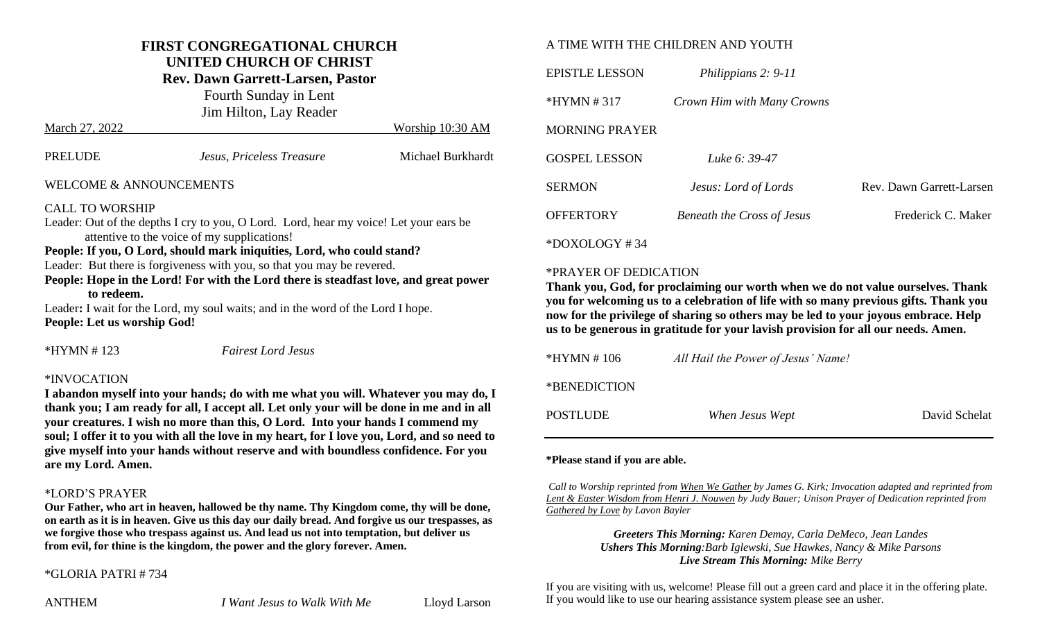# FIRST CONGREGATIONAL CHURCH
## UNITED CHURCH OF CHRIST
**Rev. Dawn Garrett-Larsen, Pastor**

Fourth Sunday in Lent

Jim Hilton, Lay Reader

March 27, 2022 — Worship 10:30 AM

PRELUDE — *Jesus, Priceless Treasure* — Michael Burkhardt

WELCOME & ANNOUNCEMENTS

CALL TO WORSHIP

Leader: Out of the depths I cry to you, O Lord. Lord, hear my voice! Let your ears be attentive to the voice of my supplications!

**People: If you, O Lord, should mark iniquities, Lord, who could stand?**

Leader: But there is forgiveness with you, so that you may be revered.

**People: Hope in the Lord! For with the Lord there is steadfast love, and great power to redeem.**

Leader**:** I wait for the Lord, my soul waits; and in the word of the Lord I hope.

**People: Let us worship God!**

*HYMN # 123 — *Fairest Lord Jesus*

*INVOCATION

**I abandon myself into your hands; do with me what you will. Whatever you may do, I thank you; I am ready for all, I accept all. Let only your will be done in me and in all your creatures. I wish no more than this, O Lord. Into your hands I commend my soul; I offer it to you with all the love in my heart, for I love you, Lord, and so need to give myself into your hands without reserve and with boundless confidence. For you are my Lord. Amen.**

*LORD'S PRAYER

**Our Father, who art in heaven, hallowed be thy name. Thy Kingdom come, thy will be done, on earth as it is in heaven. Give us this day our daily bread. And forgive us our trespasses, as we forgive those who trespass against us. And lead us not into temptation, but deliver us from evil, for thine is the kingdom, the power and the glory forever. Amen.**

*GLORIA PATRI # 734

ANTHEM — *I Want Jesus to Walk With Me* — Lloyd Larson

A TIME WITH THE CHILDREN AND YOUTH

EPISTLE LESSON — *Philippians 2: 9-11*

*HYMN # 317 — *Crown Him with Many Crowns*

MORNING PRAYER

GOSPEL LESSON — *Luke 6: 39-47*

SERMON — *Jesus: Lord of Lords* — Rev. Dawn Garrett-Larsen

OFFERTORY — *Beneath the Cross of Jesus* — Frederick C. Maker

*DOXOLOGY # 34

*PRAYER OF DEDICATION

**Thank you, God, for proclaiming our worth when we do not value ourselves. Thank you for welcoming us to a celebration of life with so many previous gifts. Thank you now for the privilege of sharing so others may be led to your joyous embrace. Help us to be generous in gratitude for your lavish provision for all our needs. Amen.**

*HYMN # 106 — *All Hail the Power of Jesus' Name!*

*BENEDICTION

POSTLUDE — *When Jesus Wept* — David Schelat

---

***Please stand if you are able.**

*Call to Worship reprinted from When We Gather by James G. Kirk; Invocation adapted and reprinted from Lent & Easter Wisdom from Henri J. Nouwen by Judy Bauer; Unison Prayer of Dedication reprinted from Gathered by Love by Lavon Bayler*

***Greeters This Morning:** Karen Demay, Carla DeMeco, Jean Landes*

***Ushers This Morning**:Barb Iglewski, Sue Hawkes, Nancy & Mike Parsons*

***Live Stream This Morning:** Mike Berry*

If you are visiting with us, welcome! Please fill out a green card and place it in the offering plate. If you would like to use our hearing assistance system please see an usher.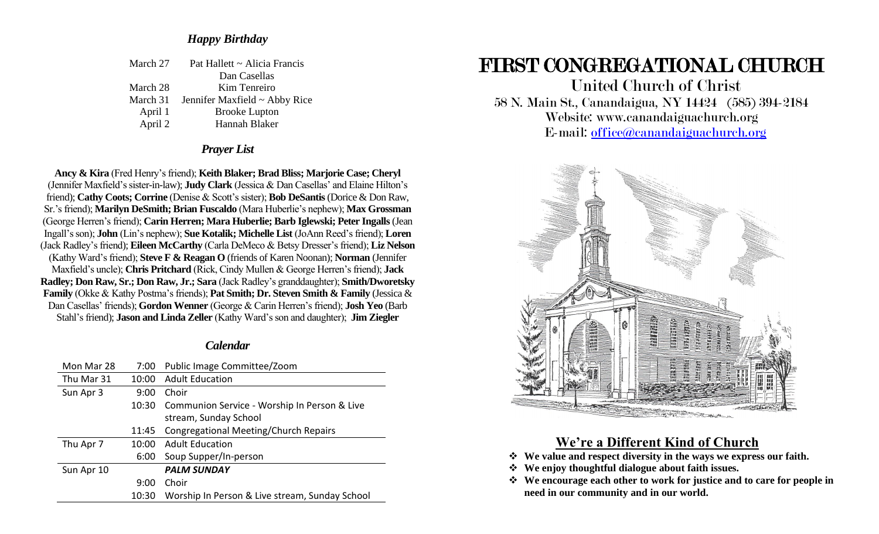### *Happy Birthday*

| | |
|---|---|
| March 27 | Pat Hallett ~ Alicia Francis |
| | Dan Casellas |
| March 28 | Kim Tenreiro |
| March 31 | Jennifer Maxfield ~ Abby Rice |
| April 1 | Brooke Lupton |
| April 2 | Hannah Blaker |

### *Prayer List*

**Ancy & Kira** (Fred Henry's friend); **Keith Blaker; Brad Bliss; Marjorie Case; Cheryl** (Jennifer Maxfield's sister-in-law); **Judy Clark** (Jessica & Dan Casellas' and Elaine Hilton's friend); **Cathy Coots; Corrine** (Denise & Scott's sister); **Bob DeSantis** (Dorice & Don Raw, Sr.'s friend); **Marilyn DeSmith; Brian Fuscaldo** (Mara Huberlie's nephew); **Max Grossman** (George Herren's friend); **Carin Herren; Mara Huberlie; Barb Iglewski; Peter Ingalls** (Jean Ingall's son); **John** (Lin's nephew); **Sue Kotalik; Michelle List** (JoAnn Reed's friend); **Loren** (Jack Radley's friend); **Eileen McCarthy** (Carla DeMeco & Betsy Dresser's friend); **Liz Nelson** (Kathy Ward's friend); **Steve F & Reagan O** (friends of Karen Noonan); **Norman** (Jennifer Maxfield's uncle); **Chris Pritchard** (Rick, Cindy Mullen & George Herren's friend); **Jack Radley; Don Raw, Sr.; Don Raw, Jr.; Sara** (Jack Radley's granddaughter); **Smith/Dworetsky Family** (Okke & Kathy Postma's friends); **Pat Smith; Dr. Steven Smith & Family** (Jessica & Dan Casellas' friends); **Gordon Wenner** (George & Carin Herren's friend); **Josh Yeo** (Barb Stahl's friend); **Jason and Linda Zeller** (Kathy Ward's son and daughter); **Jim Ziegler**

### *Calendar*

| | | |
|---|---|---|
| Mon Mar 28 | 7:00 | Public Image Committee/Zoom |
| Thu Mar 31 | 10:00 | Adult Education |
| Sun Apr 3 | 9:00 | Choir |
| | 10:30 | Communion Service - Worship In Person & Live stream, Sunday School |
| | 11:45 | Congregational Meeting/Church Repairs |
| Thu Apr 7 | 10:00 | Adult Education |
| | 6:00 | Soup Supper/In-person |
| Sun Apr 10 | | ***PALM SUNDAY*** |
| | 9:00 | Choir |
| | 10:30 | Worship In Person & Live stream, Sunday School |

# FIRST CONGREGATIONAL CHURCH

United Church of Christ

58 N. Main St., Canandaigua, NY 14424 (585) 394-2184

Website: www.canandaiguachurch.org

E-mail: office@canandaiguachurch.org

## We're a Different Kind of Church

- **We value and respect diversity in the ways we express our faith.**
- **We enjoy thoughtful dialogue about faith issues.**
- **We encourage each other to work for justice and to care for people in need in our community and in our world.**